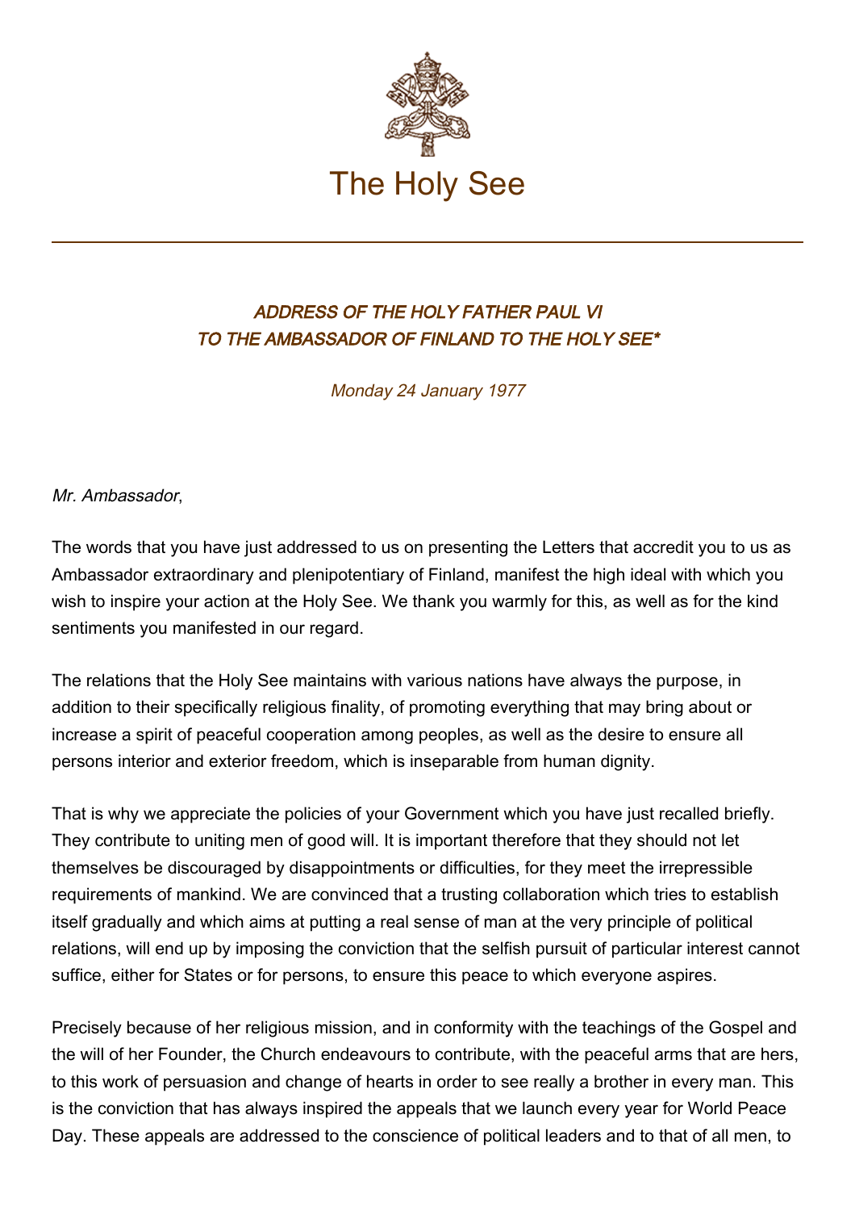# The Holy See

## *ADDRESS OF THE HOLY FATHER PAUL VI TO THE AMBASSADOR OF FINLAND TO THE HOLY SEE**

*Monday 24 January 1977*

*Mr. Ambassador*,

The words that you have just addressed to us on presenting the Letters that accredit you to us as Ambassador extraordinary and plenipotentiary of Finland, manifest the high ideal with which you wish to inspire your action at the Holy See. We thank you warmly for this, as well as for the kind sentiments you manifested in our regard.

The relations that the Holy See maintains with various nations have always the purpose, in addition to their specifically religious finality, of promoting everything that may bring about or increase a spirit of peaceful cooperation among peoples, as well as the desire to ensure all persons interior and exterior freedom, which is inseparable from human dignity.

That is why we appreciate the policies of your Government which you have just recalled briefly. They contribute to uniting men of good will. It is important therefore that they should not let themselves be discouraged by disappointments or difficulties, for they meet the irrepressible requirements of mankind. We are convinced that a trusting collaboration which tries to establish itself gradually and which aims at putting a real sense of man at the very principle of political relations, will end up by imposing the conviction that the selfish pursuit of particular interest cannot suffice, either for States or for persons, to ensure this peace to which everyone aspires.

Precisely because of her religious mission, and in conformity with the teachings of the Gospel and the will of her Founder, the Church endeavours to contribute, with the peaceful arms that are hers, to this work of persuasion and change of hearts in order to see really a brother in every man. This is the conviction that has always inspired the appeals that we launch every year for World Peace Day. These appeals are addressed to the conscience of political leaders and to that of all men, to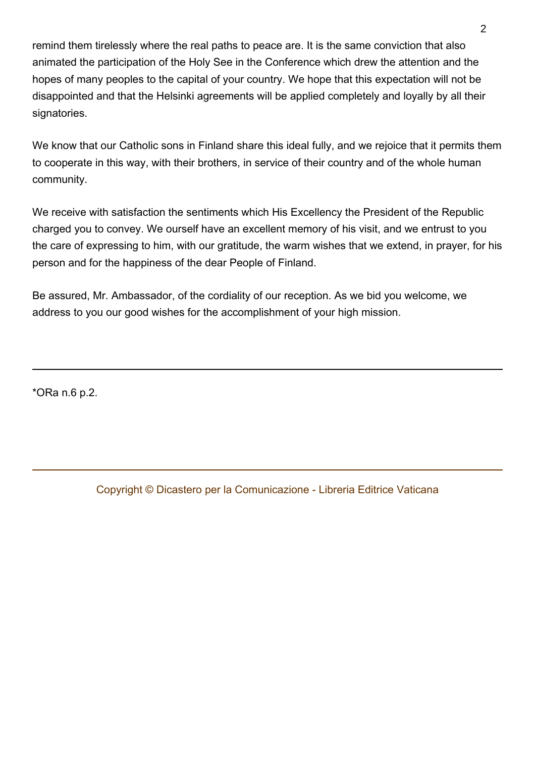remind them tirelessly where the real paths to peace are. It is the same conviction that also animated the participation of the Holy See in the Conference which drew the attention and the hopes of many peoples to the capital of your country. We hope that this expectation will not be disappointed and that the Helsinki agreements will be applied completely and loyally by all their signatories.

We know that our Catholic sons in Finland share this ideal fully, and we rejoice that it permits them to cooperate in this way, with their brothers, in service of their country and of the whole human community.

We receive with satisfaction the sentiments which His Excellency the President of the Republic charged you to convey. We ourself have an excellent memory of his visit, and we entrust to you the care of expressing to him, with our gratitude, the warm wishes that we extend, in prayer, for his person and for the happiness of the dear People of Finland.

Be assured, Mr. Ambassador, of the cordiality of our reception. As we bid you welcome, we address to you our good wishes for the accomplishment of your high mission.

---

*ORa n.6 p.2.

---

Copyright © Dicastero per la Comunicazione - Libreria Editrice Vaticana